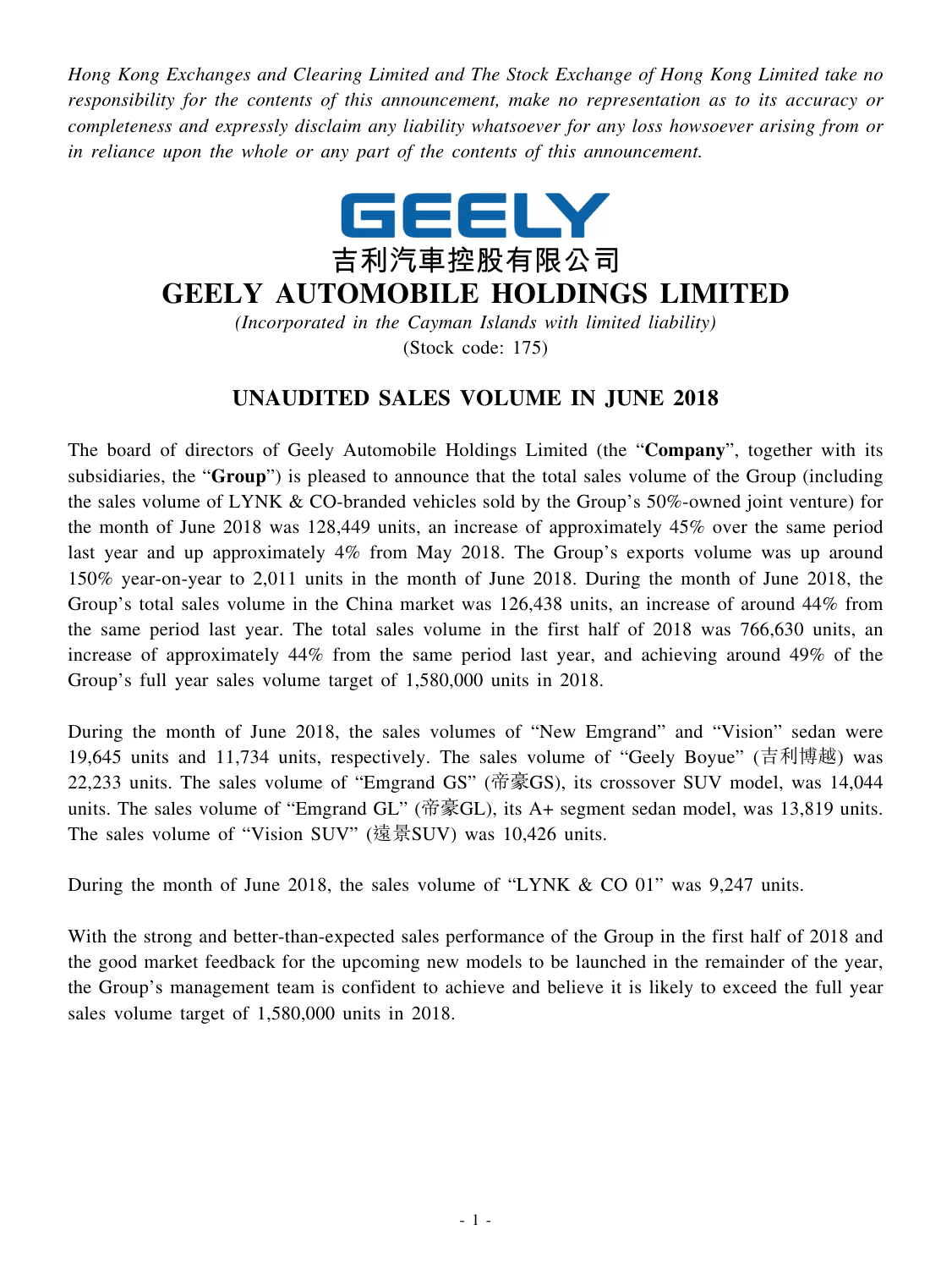*Hong Kong Exchanges and Clearing Limited and The Stock Exchange of Hong Kong Limited take no responsibility for the contents of this announcement, make no representation as to its accuracy or completeness and expressly disclaim any liability whatsoever for any loss howsoever arising from or in reliance upon the whole or any part of the contents of this announcement.*

GEELY

吉利汽車控股有限公司

# GEELY AUTOMOBILE HOLDINGS LIMITED

*(Incorporated in the Cayman Islands with limited liability)*

(Stock code: 175)

## UNAUDITED SALES VOLUME IN JUNE 2018

The board of directors of Geely Automobile Holdings Limited (the "**Company**", together with its subsidiaries, the "**Group**") is pleased to announce that the total sales volume of the Group (including the sales volume of LYNK & CO-branded vehicles sold by the Group's 50%-owned joint venture) for the month of June 2018 was 128,449 units, an increase of approximately 45% over the same period last year and up approximately 4% from May 2018. The Group's exports volume was up around 150% year-on-year to 2,011 units in the month of June 2018. During the month of June 2018, the Group's total sales volume in the China market was 126,438 units, an increase of around 44% from the same period last year. The total sales volume in the first half of 2018 was 766,630 units, an increase of approximately 44% from the same period last year, and achieving around 49% of the Group's full year sales volume target of 1,580,000 units in 2018.

During the month of June 2018, the sales volumes of "New Emgrand" and "Vision" sedan were 19,645 units and 11,734 units, respectively. The sales volume of "Geely Boyue" (吉利博越) was 22,233 units. The sales volume of "Emgrand GS" (帝豪GS), its crossover SUV model, was 14,044 units. The sales volume of "Emgrand GL" (帝豪GL), its A+ segment sedan model, was 13,819 units. The sales volume of "Vision SUV" (遠景SUV) was 10,426 units.

During the month of June 2018, the sales volume of "LYNK & CO 01" was 9,247 units.

With the strong and better-than-expected sales performance of the Group in the first half of 2018 and the good market feedback for the upcoming new models to be launched in the remainder of the year, the Group's management team is confident to achieve and believe it is likely to exceed the full year sales volume target of 1,580,000 units in 2018.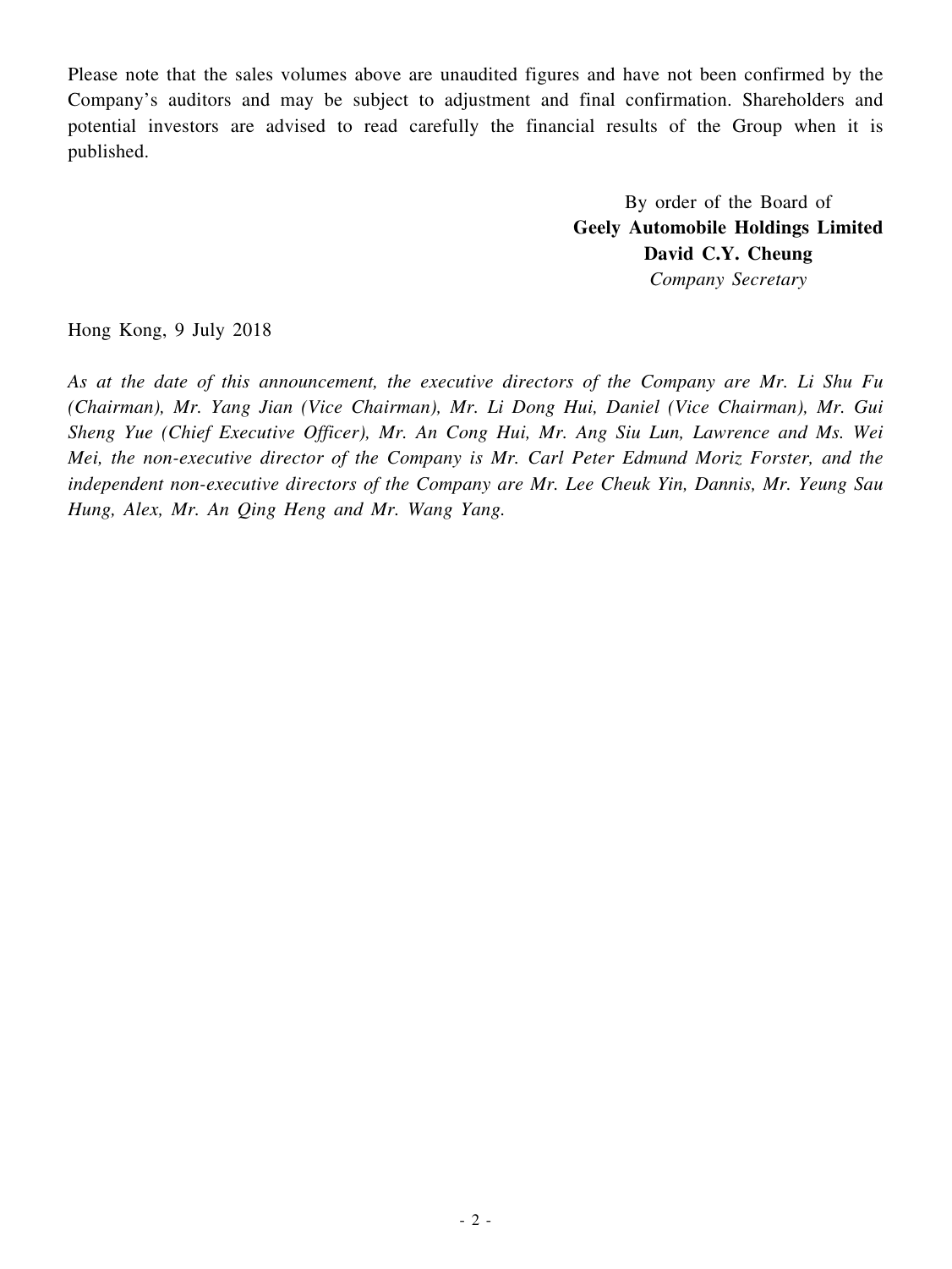Please note that the sales volumes above are unaudited figures and have not been confirmed by the Company's auditors and may be subject to adjustment and final confirmation. Shareholders and potential investors are advised to read carefully the financial results of the Group when it is published.

By order of the Board of
**Geely Automobile Holdings Limited**
**David C.Y. Cheung**
*Company Secretary*

Hong Kong, 9 July 2018

*As at the date of this announcement, the executive directors of the Company are Mr. Li Shu Fu (Chairman), Mr. Yang Jian (Vice Chairman), Mr. Li Dong Hui, Daniel (Vice Chairman), Mr. Gui Sheng Yue (Chief Executive Officer), Mr. An Cong Hui, Mr. Ang Siu Lun, Lawrence and Ms. Wei Mei, the non-executive director of the Company is Mr. Carl Peter Edmund Moriz Forster, and the independent non-executive directors of the Company are Mr. Lee Cheuk Yin, Dannis, Mr. Yeung Sau Hung, Alex, Mr. An Qing Heng and Mr. Wang Yang.*